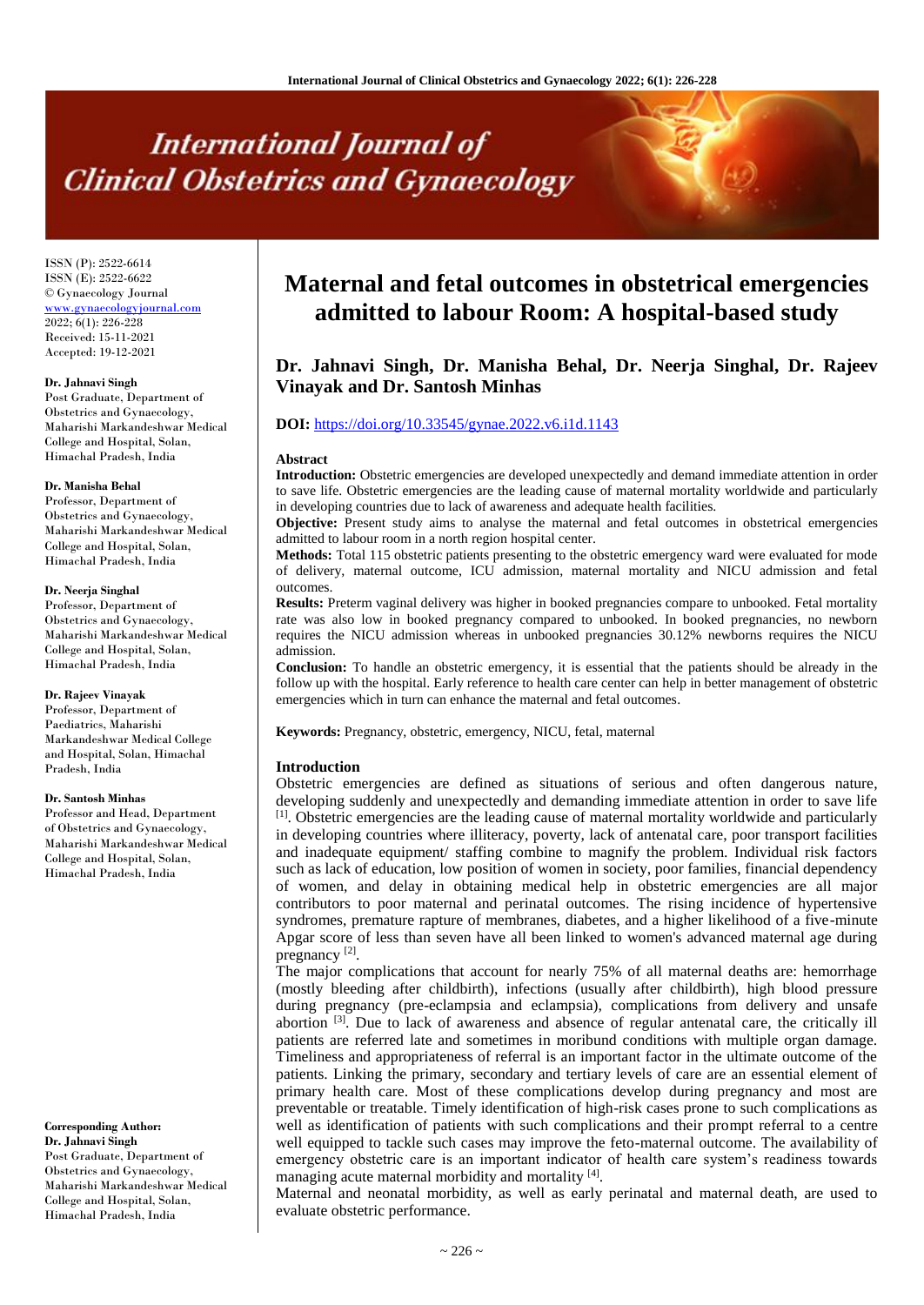# Maternal and fetal outcomes in obstetrical emergencies admitted to labour Room: A hospital-based study

**Dr. Jahnavi Singh, Dr. Manisha Behal, Dr. Neerja Singhal, Dr. Rajeev Vinayak and Dr. Santosh Minhas**

ISSN (P): 2522-6614
ISSN (E): 2522-6622
© Gynaecology Journal
www.gynaecologyjournal.com
2022; 6(1): 226-228
Received: 15-11-2021
Accepted: 19-12-2021

**Dr. Jahnavi Singh**
Post Graduate, Department of Obstetrics and Gynaecology, Maharishi Markandeshwar Medical College and Hospital, Solan, Himachal Pradesh, India

**Dr. Manisha Behal**
Professor, Department of Obstetrics and Gynaecology, Maharishi Markandeshwar Medical College and Hospital, Solan, Himachal Pradesh, India

**Dr. Neerja Singhal**
Professor, Department of Obstetrics and Gynaecology, Maharishi Markandeshwar Medical College and Hospital, Solan, Himachal Pradesh, India

**Dr. Rajeev Vinayak**
Professor, Department of Paediatrics, Maharishi Markandeshwar Medical College and Hospital, Solan, Himachal Pradesh, India

**Dr. Santosh Minhas**
Professor and Head, Department of Obstetrics and Gynaecology, Maharishi Markandeshwar Medical College and Hospital, Solan, Himachal Pradesh, India

**Corresponding Author:**
**Dr. Jahnavi Singh**
Post Graduate, Department of Obstetrics and Gynaecology, Maharishi Markandeshwar Medical College and Hospital, Solan, Himachal Pradesh, India

**DOI:** https://doi.org/10.33545/gynae.2022.v6.i1d.1143

## Abstract

**Introduction:** Obstetric emergencies are developed unexpectedly and demand immediate attention in order to save life. Obstetric emergencies are the leading cause of maternal mortality worldwide and particularly in developing countries due to lack of awareness and adequate health facilities.

**Objective:** Present study aims to analyse the maternal and fetal outcomes in obstetrical emergencies admitted to labour room in a north region hospital center.

**Methods:** Total 115 obstetric patients presenting to the obstetric emergency ward were evaluated for mode of delivery, maternal outcome, ICU admission, maternal mortality and NICU admission and fetal outcomes.

**Results:** Preterm vaginal delivery was higher in booked pregnancies compare to unbooked. Fetal mortality rate was also low in booked pregnancy compared to unbooked. In booked pregnancies, no newborn requires the NICU admission whereas in unbooked pregnancies 30.12% newborns requires the NICU admission.

**Conclusion:** To handle an obstetric emergency, it is essential that the patients should be already in the follow up with the hospital. Early reference to health care center can help in better management of obstetric emergencies which in turn can enhance the maternal and fetal outcomes.

**Keywords:** Pregnancy, obstetric, emergency, NICU, fetal, maternal

## Introduction

Obstetric emergencies are defined as situations of serious and often dangerous nature, developing suddenly and unexpectedly and demanding immediate attention in order to save life [1]. Obstetric emergencies are the leading cause of maternal mortality worldwide and particularly in developing countries where illiteracy, poverty, lack of antenatal care, poor transport facilities and inadequate equipment/ staffing combine to magnify the problem. Individual risk factors such as lack of education, low position of women in society, poor families, financial dependency of women, and delay in obtaining medical help in obstetric emergencies are all major contributors to poor maternal and perinatal outcomes. The rising incidence of hypertensive syndromes, premature rapture of membranes, diabetes, and a higher likelihood of a five-minute Apgar score of less than seven have all been linked to women's advanced maternal age during pregnancy [2].

The major complications that account for nearly 75% of all maternal deaths are: hemorrhage (mostly bleeding after childbirth), infections (usually after childbirth), high blood pressure during pregnancy (pre-eclampsia and eclampsia), complications from delivery and unsafe abortion [3]. Due to lack of awareness and absence of regular antenatal care, the critically ill patients are referred late and sometimes in moribund conditions with multiple organ damage. Timeliness and appropriateness of referral is an important factor in the ultimate outcome of the patients. Linking the primary, secondary and tertiary levels of care are an essential element of primary health care. Most of these complications develop during pregnancy and most are preventable or treatable. Timely identification of high-risk cases prone to such complications as well as identification of patients with such complications and their prompt referral to a centre well equipped to tackle such cases may improve the feto-maternal outcome. The availability of emergency obstetric care is an important indicator of health care system's readiness towards managing acute maternal morbidity and mortality [4].

Maternal and neonatal morbidity, as well as early perinatal and maternal death, are used to evaluate obstetric performance.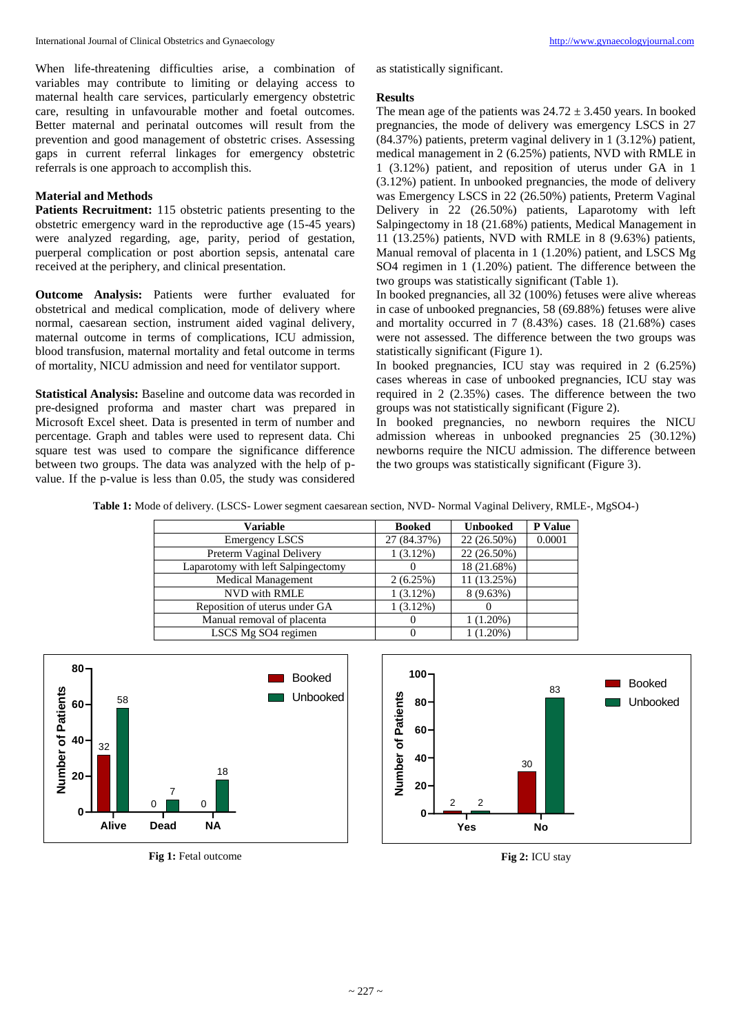When life-threatening difficulties arise, a combination of variables may contribute to limiting or delaying access to maternal health care services, particularly emergency obstetric care, resulting in unfavourable mother and foetal outcomes. Better maternal and perinatal outcomes will result from the prevention and good management of obstetric crises. Assessing gaps in current referral linkages for emergency obstetric referrals is one approach to accomplish this.

## Material and Methods

**Patients Recruitment:** 115 obstetric patients presenting to the obstetric emergency ward in the reproductive age (15-45 years) were analyzed regarding, age, parity, period of gestation, puerperal complication or post abortion sepsis, antenatal care received at the periphery, and clinical presentation.

**Outcome Analysis:** Patients were further evaluated for obstetrical and medical complication, mode of delivery where normal, caesarean section, instrument aided vaginal delivery, maternal outcome in terms of complications, ICU admission, blood transfusion, maternal mortality and fetal outcome in terms of mortality, NICU admission and need for ventilator support.

**Statistical Analysis:** Baseline and outcome data was recorded in pre-designed proforma and master chart was prepared in Microsoft Excel sheet. Data is presented in term of number and percentage. Graph and tables were used to represent data. Chi square test was used to compare the significance difference between two groups. The data was analyzed with the help of p-value. If the p-value is less than 0.05, the study was considered as statistically significant.

## Results

The mean age of the patients was $24.72 \pm 3.450$ years. In booked pregnancies, the mode of delivery was emergency LSCS in 27 (84.37%) patients, preterm vaginal delivery in 1 (3.12%) patient, medical management in 2 (6.25%) patients, NVD with RMLE in 1 (3.12%) patient, and reposition of uterus under GA in 1 (3.12%) patient. In unbooked pregnancies, the mode of delivery was Emergency LSCS in 22 (26.50%) patients, Preterm Vaginal Delivery in 22 (26.50%) patients, Laparotomy with left Salpingectomy in 18 (21.68%) patients, Medical Management in 11 (13.25%) patients, NVD with RMLE in 8 (9.63%) patients, Manual removal of placenta in 1 (1.20%) patient, and LSCS Mg SO4 regimen in 1 (1.20%) patient. The difference between the two groups was statistically significant (Table 1).

In booked pregnancies, all 32 (100%) fetuses were alive whereas in case of unbooked pregnancies, 58 (69.88%) fetuses were alive and mortality occurred in 7 (8.43%) cases. 18 (21.68%) cases were not assessed. The difference between the two groups was statistically significant (Figure 1).

In booked pregnancies, ICU stay was required in 2 (6.25%) cases whereas in case of unbooked pregnancies, ICU stay was required in 2 (2.35%) cases. The difference between the two groups was not statistically significant (Figure 2).

In booked pregnancies, no newborn requires the NICU admission whereas in unbooked pregnancies 25 (30.12%) newborns require the NICU admission. The difference between the two groups was statistically significant (Figure 3).

**Table 1:** Mode of delivery. (LSCS- Lower segment caesarean section, NVD- Normal Vaginal Delivery, RMLE-, MgSO4-)

| Variable | Booked | Unbooked | P Value |
|---|---|---|---|
| Emergency LSCS | 27 (84.37%) | 22 (26.50%) | 0.0001 |
| Preterm Vaginal Delivery | 1 (3.12%) | 22 (26.50%) | |
| Laparotomy with left Salpingectomy | 0 | 18 (21.68%) | |
| Medical Management | 2 (6.25%) | 11 (13.25%) | |
| NVD with RMLE | 1 (3.12%) | 8 (9.63%) | |
| Reposition of uterus under GA | 1 (3.12%) | 0 | |
| Manual removal of placenta | 0 | 1 (1.20%) | |
| LSCS Mg SO4 regimen | 0 | 1 (1.20%) | |

**Fig 1:** Fetal outcome

**Fig 2:** ICU stay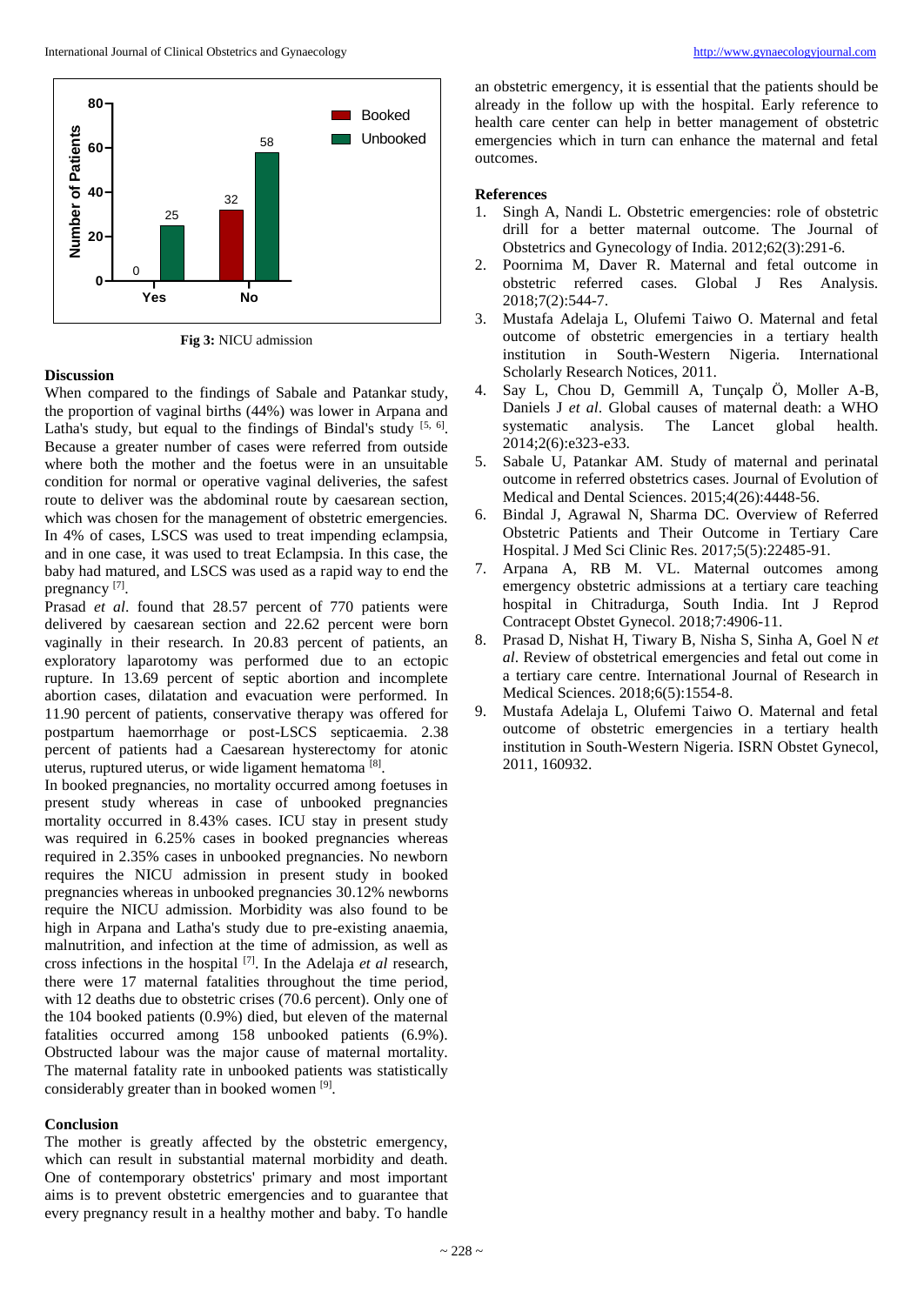80
60
40
20
0
Number of Patients
Booked
Unbooked
0
25
32
58
Yes
No

**Fig 3:** NICU admission

## Discussion

When compared to the findings of Sabale and Patankar study, the proportion of vaginal births (44%) was lower in Arpana and Latha's study, but equal to the findings of Bindal's study [5, 6]. Because a greater number of cases were referred from outside where both the mother and the foetus were in an unsuitable condition for normal or operative vaginal deliveries, the safest route to deliver was the abdominal route by caesarean section, which was chosen for the management of obstetric emergencies. In 4% of cases, LSCS was used to treat impending eclampsia, and in one case, it was used to treat Eclampsia. In this case, the baby had matured, and LSCS was used as a rapid way to end the pregnancy [7].

Prasad *et al*. found that 28.57 percent of 770 patients were delivered by caesarean section and 22.62 percent were born vaginally in their research. In 20.83 percent of patients, an exploratory laparotomy was performed due to an ectopic rupture. In 13.69 percent of septic abortion and incomplete abortion cases, dilatation and evacuation were performed. In 11.90 percent of patients, conservative therapy was offered for postpartum haemorrhage or post-LSCS septicaemia. 2.38 percent of patients had a Caesarean hysterectomy for atonic uterus, ruptured uterus, or wide ligament hematoma [8].

In booked pregnancies, no mortality occurred among foetuses in present study whereas in case of unbooked pregnancies mortality occurred in 8.43% cases. ICU stay in present study was required in 6.25% cases in booked pregnancies whereas required in 2.35% cases in unbooked pregnancies. No newborn requires the NICU admission in present study in booked pregnancies whereas in unbooked pregnancies 30.12% newborns require the NICU admission. Morbidity was also found to be high in Arpana and Latha's study due to pre-existing anaemia, malnutrition, and infection at the time of admission, as well as cross infections in the hospital [7]. In the Adelaja *et al* research, there were 17 maternal fatalities throughout the time period, with 12 deaths due to obstetric crises (70.6 percent). Only one of the 104 booked patients (0.9%) died, but eleven of the maternal fatalities occurred among 158 unbooked patients (6.9%). Obstructed labour was the major cause of maternal mortality. The maternal fatality rate in unbooked patients was statistically considerably greater than in booked women [9].

## Conclusion

The mother is greatly affected by the obstetric emergency, which can result in substantial maternal morbidity and death. One of contemporary obstetrics' primary and most important aims is to prevent obstetric emergencies and to guarantee that every pregnancy result in a healthy mother and baby. To handle an obstetric emergency, it is essential that the patients should be already in the follow up with the hospital. Early reference to health care center can help in better management of obstetric emergencies which in turn can enhance the maternal and fetal outcomes.

## References

1. Singh A, Nandi L. Obstetric emergencies: role of obstetric drill for a better maternal outcome. The Journal of Obstetrics and Gynecology of India. 2012;62(3):291-6.
2. Poornima M, Daver R. Maternal and fetal outcome in obstetric referred cases. Global J Res Analysis. 2018;7(2):544-7.
3. Mustafa Adelaja L, Olufemi Taiwo O. Maternal and fetal outcome of obstetric emergencies in a tertiary health institution in South-Western Nigeria. International Scholarly Research Notices, 2011.
4. Say L, Chou D, Gemmill A, Tunçalp Ö, Moller A-B, Daniels J *et al*. Global causes of maternal death: a WHO systematic analysis. The Lancet global health. 2014;2(6):e323-e33.
5. Sabale U, Patankar AM. Study of maternal and perinatal outcome in referred obstetrics cases. Journal of Evolution of Medical and Dental Sciences. 2015;4(26):4448-56.
6. Bindal J, Agrawal N, Sharma DC. Overview of Referred Obstetric Patients and Their Outcome in Tertiary Care Hospital. J Med Sci Clinic Res. 2017;5(5):22485-91.
7. Arpana A, RB M. VL. Maternal outcomes among emergency obstetric admissions at a tertiary care teaching hospital in Chitradurga, South India. Int J Reprod Contracept Obstet Gynecol. 2018;7:4906-11.
8. Prasad D, Nishat H, Tiwary B, Nisha S, Sinha A, Goel N *et al*. Review of obstetrical emergencies and fetal out come in a tertiary care centre. International Journal of Research in Medical Sciences. 2018;6(5):1554-8.
9. Mustafa Adelaja L, Olufemi Taiwo O. Maternal and fetal outcome of obstetric emergencies in a tertiary health institution in South-Western Nigeria. ISRN Obstet Gynecol, 2011, 160932.